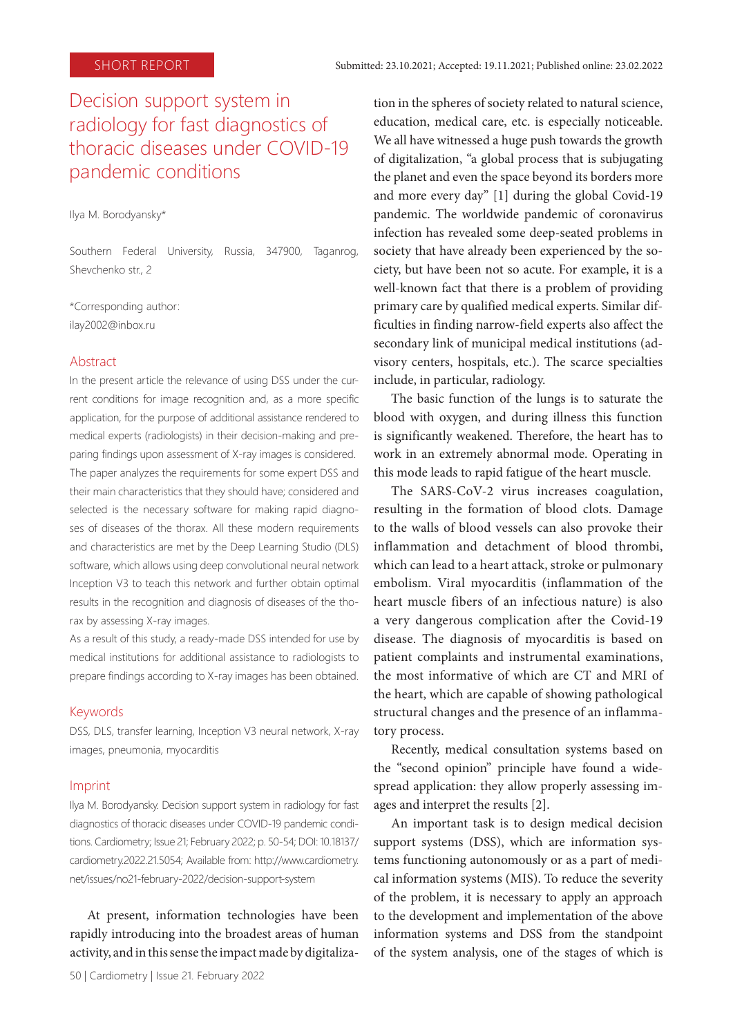SHORT REPORT

Submitted: 23.10.2021; Accepted: 19.11.2021; Published online: 23.02.2022

# Decision support system in radiology for fast diagnostics of thoracic diseases under COVID-19 pandemic conditions

Ilya M. Borodyansky*

Southern Federal University, Russia, 347900, Taganrog, Shevchenko str., 2

*Corresponding author: ilay2002@inbox.ru

## Abstract

In the present article the relevance of using DSS under the current conditions for image recognition and, as a more specific application, for the purpose of additional assistance rendered to medical experts (radiologists) in their decision-making and preparing findings upon assessment of X-ray images is considered. The paper analyzes the requirements for some expert DSS and their main characteristics that they should have; considered and selected is the necessary software for making rapid diagnoses of diseases of the thorax. All these modern requirements and characteristics are met by the Deep Learning Studio (DLS) software, which allows using deep convolutional neural network Inception V3 to teach this network and further obtain optimal results in the recognition and diagnosis of diseases of the thorax by assessing X-ray images.

As a result of this study, a ready-made DSS intended for use by medical institutions for additional assistance to radiologists to prepare findings according to X-ray images has been obtained.

## Keywords

DSS, DLS, transfer learning, Inception V3 neural network, X-ray images, pneumonia, myocarditis

## Imprint

Ilya M. Borodyansky. Decision support system in radiology for fast diagnostics of thoracic diseases under COVID-19 pandemic conditions. Cardiometry; Issue 21; February 2022; p. 50-54; DOI: 10.18137/cardiometry.2022.21.5054; Available from: http://www.cardiometry.net/issues/no21-february-2022/decision-support-system

At present, information technologies have been rapidly introducing into the broadest areas of human activity, and in this sense the impact made by digitalization in the spheres of society related to natural science, education, medical care, etc. is especially noticeable. We all have witnessed a huge push towards the growth of digitalization, "a global process that is subjugating the planet and even the space beyond its borders more and more every day" [1] during the global Covid-19 pandemic. The worldwide pandemic of coronavirus infection has revealed some deep-seated problems in society that have already been experienced by the society, but have been not so acute. For example, it is a well-known fact that there is a problem of providing primary care by qualified medical experts. Similar difficulties in finding narrow-field experts also affect the secondary link of municipal medical institutions (advisory centers, hospitals, etc.). The scarce specialties include, in particular, radiology.

The basic function of the lungs is to saturate the blood with oxygen, and during illness this function is significantly weakened. Therefore, the heart has to work in an extremely abnormal mode. Operating in this mode leads to rapid fatigue of the heart muscle.

The SARS-CoV-2 virus increases coagulation, resulting in the formation of blood clots. Damage to the walls of blood vessels can also provoke their inflammation and detachment of blood thrombi, which can lead to a heart attack, stroke or pulmonary embolism. Viral myocarditis (inflammation of the heart muscle fibers of an infectious nature) is also a very dangerous complication after the Covid-19 disease. The diagnosis of myocarditis is based on patient complaints and instrumental examinations, the most informative of which are CT and MRI of the heart, which are capable of showing pathological structural changes and the presence of an inflammatory process.

Recently, medical consultation systems based on the "second opinion" principle have found a widespread application: they allow properly assessing images and interpret the results [2].

An important task is to design medical decision support systems (DSS), which are information systems functioning autonomously or as a part of medical information systems (MIS). To reduce the severity of the problem, it is necessary to apply an approach to the development and implementation of the above information systems and DSS from the standpoint of the system analysis, one of the stages of which is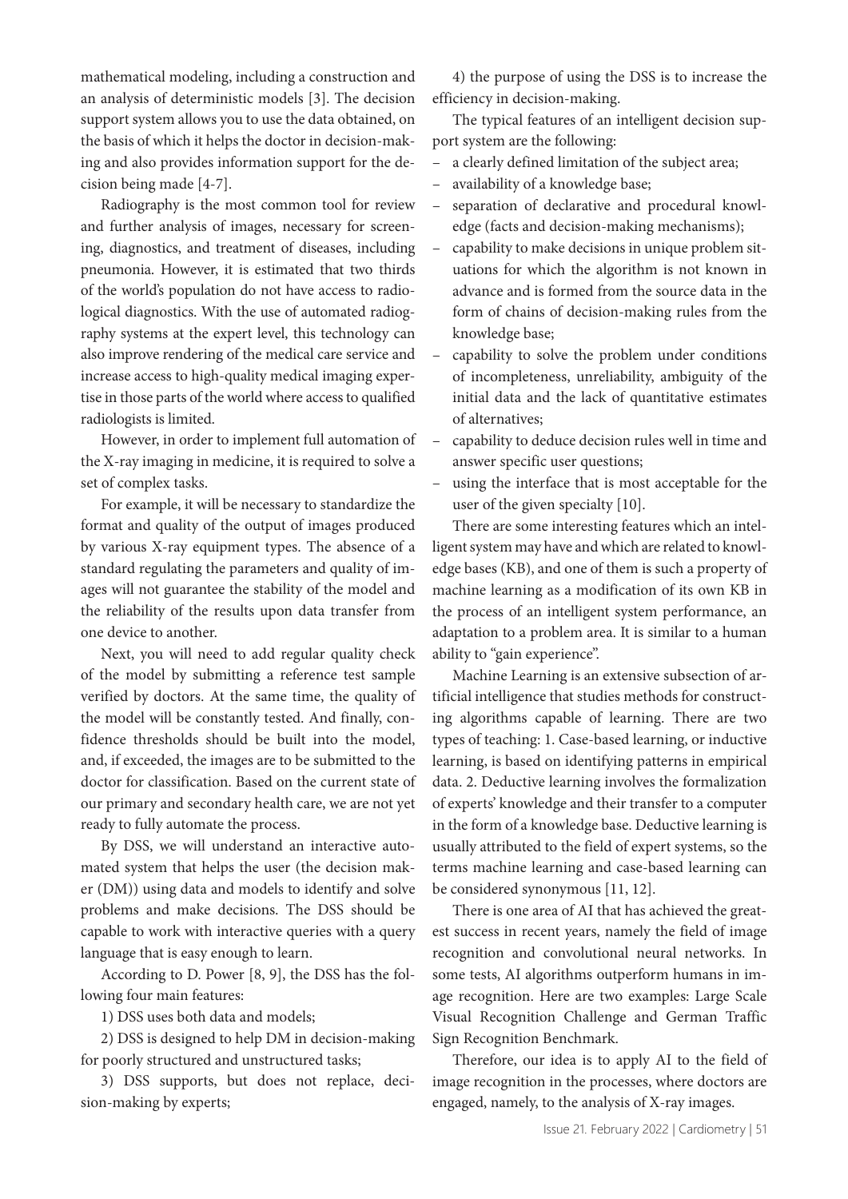mathematical modeling, including a construction and an analysis of deterministic models [3]. The decision support system allows you to use the data obtained, on the basis of which it helps the doctor in decision-making and also provides information support for the decision being made [4-7].

Radiography is the most common tool for review and further analysis of images, necessary for screening, diagnostics, and treatment of diseases, including pneumonia. However, it is estimated that two thirds of the world's population do not have access to radiological diagnostics. With the use of automated radiography systems at the expert level, this technology can also improve rendering of the medical care service and increase access to high-quality medical imaging expertise in those parts of the world where access to qualified radiologists is limited.

However, in order to implement full automation of the X-ray imaging in medicine, it is required to solve a set of complex tasks.

For example, it will be necessary to standardize the format and quality of the output of images produced by various X-ray equipment types. The absence of a standard regulating the parameters and quality of images will not guarantee the stability of the model and the reliability of the results upon data transfer from one device to another.

Next, you will need to add regular quality check of the model by submitting a reference test sample verified by doctors. At the same time, the quality of the model will be constantly tested. And finally, confidence thresholds should be built into the model, and, if exceeded, the images are to be submitted to the doctor for classification. Based on the current state of our primary and secondary health care, we are not yet ready to fully automate the process.

By DSS, we will understand an interactive automated system that helps the user (the decision maker (DM)) using data and models to identify and solve problems and make decisions. The DSS should be capable to work with interactive queries with a query language that is easy enough to learn.

According to D. Power [8, 9], the DSS has the following four main features:

1) DSS uses both data and models;

2) DSS is designed to help DM in decision-making for poorly structured and unstructured tasks;

3) DSS supports, but does not replace, decision-making by experts;

4) the purpose of using the DSS is to increase the efficiency in decision-making.

The typical features of an intelligent decision support system are the following:

- a clearly defined limitation of the subject area;
- availability of a knowledge base;
- separation of declarative and procedural knowledge (facts and decision-making mechanisms);
- capability to make decisions in unique problem situations for which the algorithm is not known in advance and is formed from the source data in the form of chains of decision-making rules from the knowledge base;
- capability to solve the problem under conditions of incompleteness, unreliability, ambiguity of the initial data and the lack of quantitative estimates of alternatives;
- capability to deduce decision rules well in time and answer specific user questions;
- using the interface that is most acceptable for the user of the given specialty [10].

There are some interesting features which an intelligent system may have and which are related to knowledge bases (KB), and one of them is such a property of machine learning as a modification of its own KB in the process of an intelligent system performance, an adaptation to a problem area. It is similar to a human ability to "gain experience".

Machine Learning is an extensive subsection of artificial intelligence that studies methods for constructing algorithms capable of learning. There are two types of teaching: 1. Case-based learning, or inductive learning, is based on identifying patterns in empirical data. 2. Deductive learning involves the formalization of experts' knowledge and their transfer to a computer in the form of a knowledge base. Deductive learning is usually attributed to the field of expert systems, so the terms machine learning and case-based learning can be considered synonymous [11, 12].

There is one area of AI that has achieved the greatest success in recent years, namely the field of image recognition and convolutional neural networks. In some tests, AI algorithms outperform humans in image recognition. Here are two examples: Large Scale Visual Recognition Challenge and German Traffic Sign Recognition Benchmark.

Therefore, our idea is to apply AI to the field of image recognition in the processes, where doctors are engaged, namely, to the analysis of X-ray images.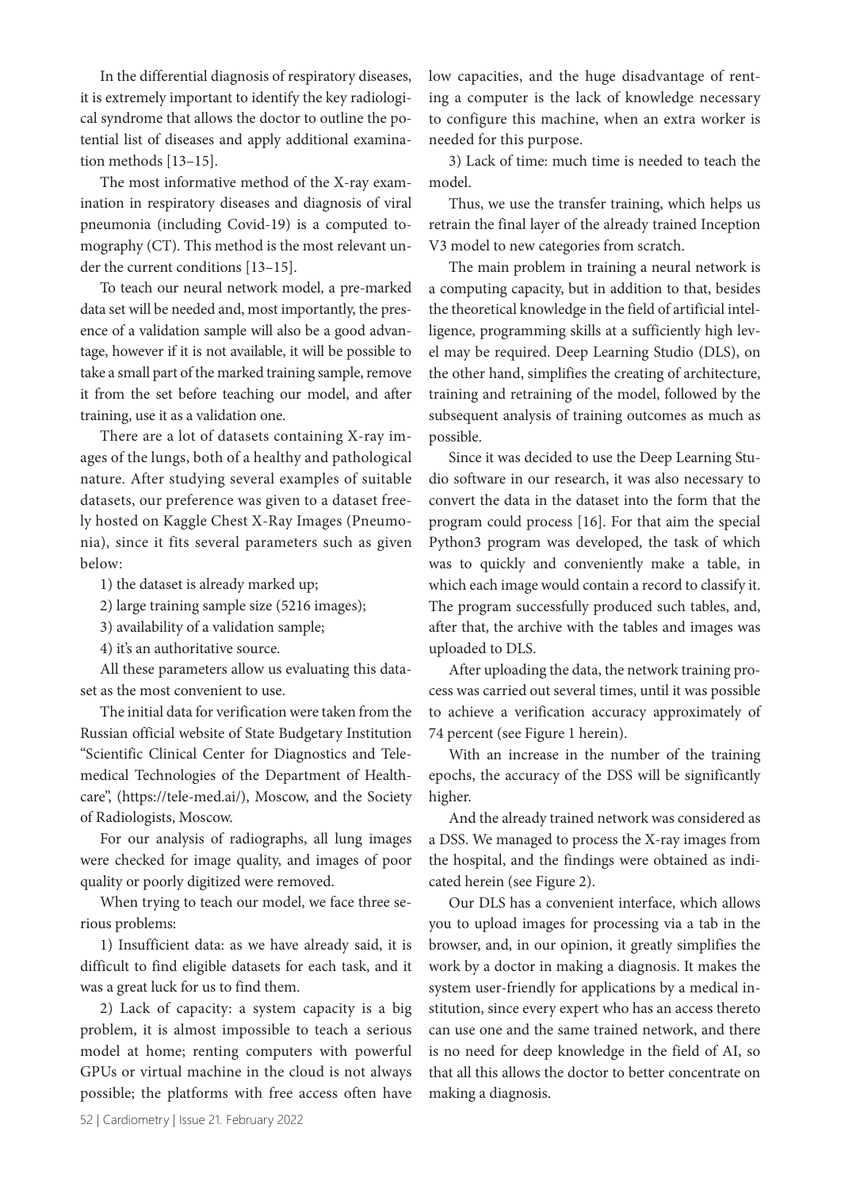In the differential diagnosis of respiratory diseases, it is extremely important to identify the key radiological syndrome that allows the doctor to outline the potential list of diseases and apply additional examination methods [13–15].

The most informative method of the X-ray examination in respiratory diseases and diagnosis of viral pneumonia (including Covid-19) is a computed tomography (CT). This method is the most relevant under the current conditions [13–15].

To teach our neural network model, a pre-marked data set will be needed and, most importantly, the presence of a validation sample will also be a good advantage, however if it is not available, it will be possible to take a small part of the marked training sample, remove it from the set before teaching our model, and after training, use it as a validation one.

There are a lot of datasets containing X-ray images of the lungs, both of a healthy and pathological nature. After studying several examples of suitable datasets, our preference was given to a dataset freely hosted on Kaggle Chest X-Ray Images (Pneumonia), since it fits several parameters such as given below:

1) the dataset is already marked up;
2) large training sample size (5216 images);
3) availability of a validation sample;
4) it's an authoritative source.

All these parameters allow us evaluating this dataset as the most convenient to use.

The initial data for verification were taken from the Russian official website of State Budgetary Institution "Scientific Clinical Center for Diagnostics and Telemedical Technologies of the Department of Healthcare", (https://tele-med.ai/), Moscow, and the Society of Radiologists, Moscow.

For our analysis of radiographs, all lung images were checked for image quality, and images of poor quality or poorly digitized were removed.

When trying to teach our model, we face three serious problems:

1) Insufficient data: as we have already said, it is difficult to find eligible datasets for each task, and it was a great luck for us to find them.

2) Lack of capacity: a system capacity is a big problem, it is almost impossible to teach a serious model at home; renting computers with powerful GPUs or virtual machine in the cloud is not always possible; the platforms with free access often have low capacities, and the huge disadvantage of renting a computer is the lack of knowledge necessary to configure this machine, when an extra worker is needed for this purpose.

3) Lack of time: much time is needed to teach the model.

Thus, we use the transfer training, which helps us retrain the final layer of the already trained Inception V3 model to new categories from scratch.

The main problem in training a neural network is a computing capacity, but in addition to that, besides the theoretical knowledge in the field of artificial intelligence, programming skills at a sufficiently high level may be required. Deep Learning Studio (DLS), on the other hand, simplifies the creating of architecture, training and retraining of the model, followed by the subsequent analysis of training outcomes as much as possible.

Since it was decided to use the Deep Learning Studio software in our research, it was also necessary to convert the data in the dataset into the form that the program could process [16]. For that aim the special Python3 program was developed, the task of which was to quickly and conveniently make a table, in which each image would contain a record to classify it. The program successfully produced such tables, and, after that, the archive with the tables and images was uploaded to DLS.

After uploading the data, the network training process was carried out several times, until it was possible to achieve a verification accuracy approximately of 74 percent (see Figure 1 herein).

With an increase in the number of the training epochs, the accuracy of the DSS will be significantly higher.

And the already trained network was considered as a DSS. We managed to process the X-ray images from the hospital, and the findings were obtained as indicated herein (see Figure 2).

Our DLS has a convenient interface, which allows you to upload images for processing via a tab in the browser, and, in our opinion, it greatly simplifies the work by a doctor in making a diagnosis. It makes the system user-friendly for applications by a medical institution, since every expert who has an access thereto can use one and the same trained network, and there is no need for deep knowledge in the field of AI, so that all this allows the doctor to better concentrate on making a diagnosis.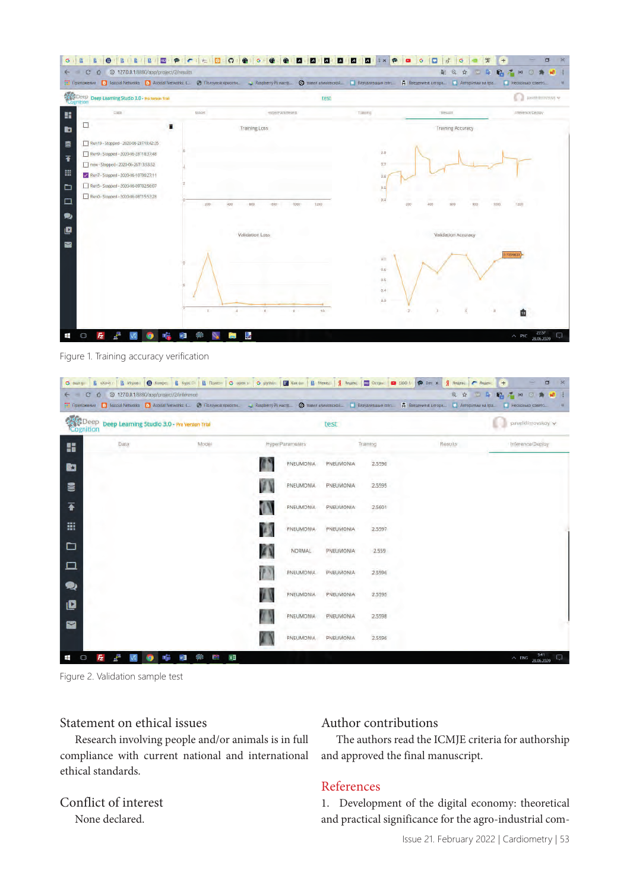Figure 1. Training accuracy verification

Figure 2. Validation sample test

## Statement on ethical issues

Research involving people and/or animals is in full compliance with current national and international ethical standards.

## Conflict of interest

None declared.

## Author contributions

The authors read the ICMJE criteria for authorship and approved the final manuscript.

## References

1. Development of the digital economy: theoretical and practical significance for the agro-industrial com-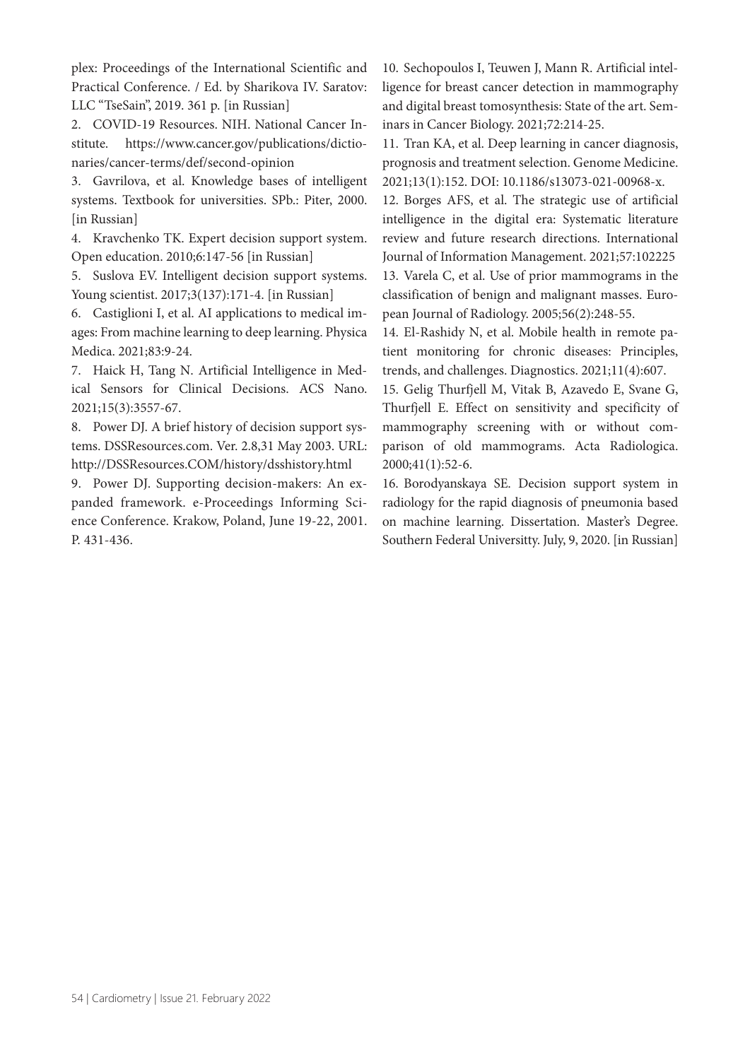plex: Proceedings of the International Scientific and Practical Conference. / Ed. by Sharikova IV. Saratov: LLC "TseSain", 2019. 361 p. [in Russian]

2. COVID-19 Resources. NIH. National Cancer Institute. https://www.cancer.gov/publications/dictionaries/cancer-terms/def/second-opinion

3. Gavrilova, et al. Knowledge bases of intelligent systems. Textbook for universities. SPb.: Piter, 2000. [in Russian]

4. Kravchenko TK. Expert decision support system. Open education. 2010;6:147-56 [in Russian]

5. Suslova EV. Intelligent decision support systems. Young scientist. 2017;3(137):171-4. [in Russian]

6. Castiglioni I, et al. AI applications to medical images: From machine learning to deep learning. Physica Medica. 2021;83:9-24.

7. Haick H, Tang N. Artificial Intelligence in Medical Sensors for Clinical Decisions. ACS Nano. 2021;15(3):3557-67.

8. Power DJ. A brief history of decision support systems. DSSResources.com. Ver. 2.8,31 May 2003. URL: http://DSSResources.COM/history/dsshistory.html

9. Power DJ. Supporting decision-makers: An expanded framework. e-Proceedings Informing Science Conference. Krakow, Poland, June 19-22, 2001. P. 431-436.

10. Sechopoulos I, Teuwen J, Mann R. Artificial intelligence for breast cancer detection in mammography and digital breast tomosynthesis: State of the art. Seminars in Cancer Biology. 2021;72:214-25.

11. Tran KA, et al. Deep learning in cancer diagnosis, prognosis and treatment selection. Genome Medicine. 2021;13(1):152. DOI: 10.1186/s13073-021-00968-x.

12. Borges AFS, et al. The strategic use of artificial intelligence in the digital era: Systematic literature review and future research directions. International Journal of Information Management. 2021;57:102225

13. Varela C, et al. Use of prior mammograms in the classification of benign and malignant masses. European Journal of Radiology. 2005;56(2):248-55.

14. El-Rashidy N, et al. Mobile health in remote patient monitoring for chronic diseases: Principles, trends, and challenges. Diagnostics. 2021;11(4):607.

15. Gelig Thurfjell M, Vitak B, Azavedo E, Svane G, Thurfjell E. Effect on sensitivity and specificity of mammography screening with or without comparison of old mammograms. Acta Radiologica. 2000;41(1):52-6.

16. Borodyanskaya SE. Decision support system in radiology for the rapid diagnosis of pneumonia based on machine learning. Dissertation. Master's Degree. Southern Federal Universitty. July, 9, 2020. [in Russian]